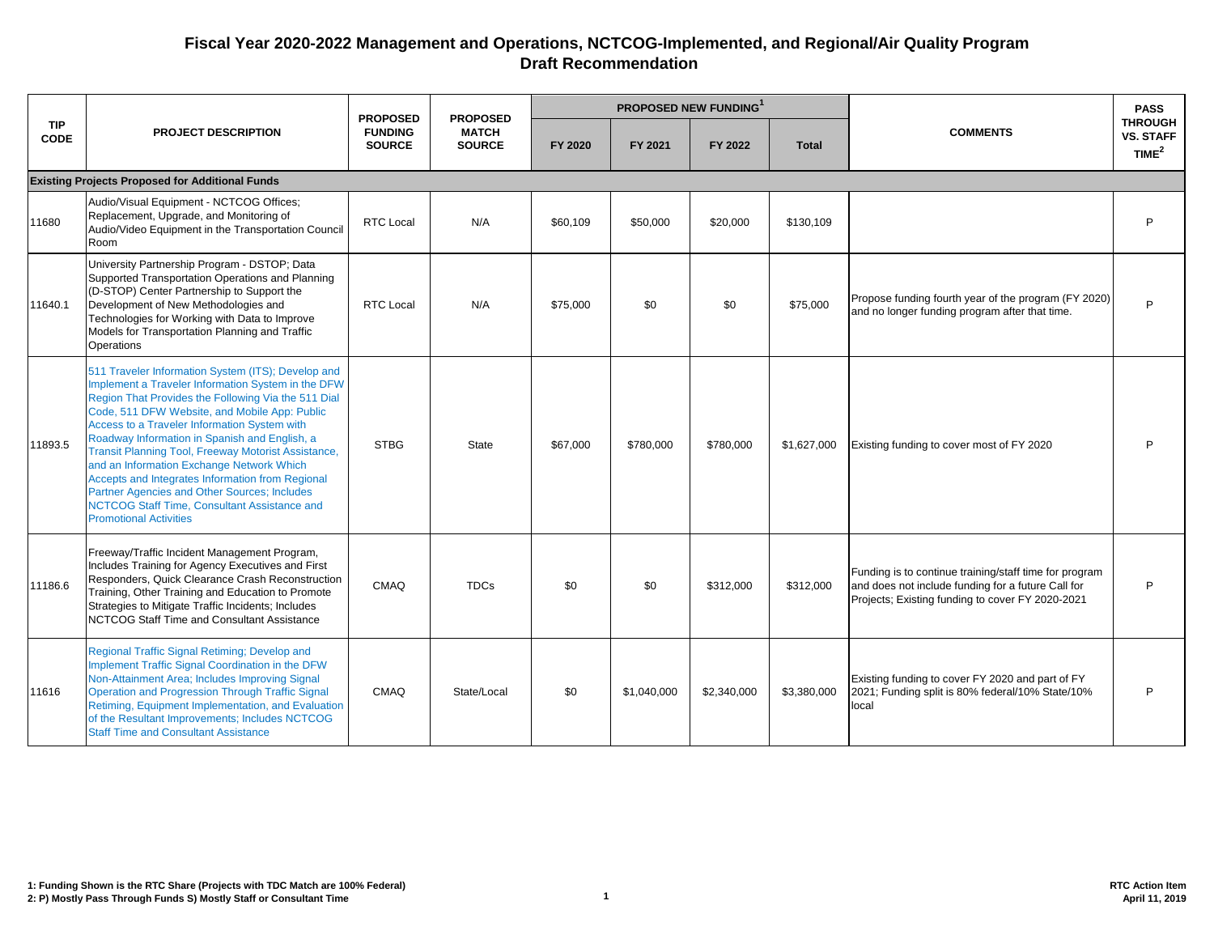# Fiscal Year 2020-2022 Management and Operations, NCTCOG-Implemented, and Regional/Air Quality Program
## Draft Recommendation

| TIP CODE | PROJECT DESCRIPTION | PROPOSED FUNDING SOURCE | PROPOSED MATCH SOURCE | PROPOSED NEW FUNDING[1] | | | | COMMENTS | PASS THROUGH VS. STAFF TIME[2] |
|---|---|---|---|---|---|---|---|---|---|
| | | | | FY 2020 | FY 2021 | FY 2022 | Total | | |
| **Existing Projects Proposed for Additional Funds** | | | | | | | | | |
| 11680 | Audio/Visual Equipment - NCTCOG Offices; Replacement, Upgrade, and Monitoring of Audio/Video Equipment in the Transportation Council Room | RTC Local | N/A | $60,109 | $50,000 | $20,000 | $130,109 | | P |
| 11640.1 | University Partnership Program - DSTOP; Data Supported Transportation Operations and Planning (D-STOP) Center Partnership to Support the Development of New Methodologies and Technologies for Working with Data to Improve Models for Transportation Planning and Traffic Operations | RTC Local | N/A | $75,000 | $0 | $0 | $75,000 | Propose funding fourth year of the program (FY 2020) and no longer funding program after that time. | P |
| 11893.5 | 511 Traveler Information System (ITS); Develop and Implement a Traveler Information System in the DFW Region That Provides the Following Via the 511 Dial Code, 511 DFW Website, and Mobile App: Public Access to a Traveler Information System with Roadway Information in Spanish and English, a Transit Planning Tool, Freeway Motorist Assistance, and an Information Exchange Network Which Accepts and Integrates Information from Regional Partner Agencies and Other Sources; Includes NCTCOG Staff Time, Consultant Assistance and Promotional Activities | STBG | State | $67,000 | $780,000 | $780,000 | $1,627,000 | Existing funding to cover most of FY 2020 | P |
| 11186.6 | Freeway/Traffic Incident Management Program, Includes Training for Agency Executives and First Responders, Quick Clearance Crash Reconstruction Training, Other Training and Education to Promote Strategies to Mitigate Traffic Incidents; Includes NCTCOG Staff Time and Consultant Assistance | CMAQ | TDCs | $0 | $0 | $312,000 | $312,000 | Funding is to continue training/staff time for program and does not include funding for a future Call for Projects; Existing funding to cover FY 2020-2021 | P |
| 11616 | Regional Traffic Signal Retiming; Develop and Implement Traffic Signal Coordination in the DFW Non-Attainment Area; Includes Improving Signal Operation and Progression Through Traffic Signal Retiming, Equipment Implementation, and Evaluation of the Resultant Improvements; Includes NCTCOG Staff Time and Consultant Assistance | CMAQ | State/Local | $0 | $1,040,000 | $2,340,000 | $3,380,000 | Existing funding to cover FY 2020 and part of FY 2021; Funding split is 80% federal/10% State/10% local | P |

**1: Funding Shown is the RTC Share (Projects with TDC Match are 100% Federal)**
**2: P) Mostly Pass Through Funds S) Mostly Staff or Consultant Time**

**RTC Action Item**
**April 11, 2019**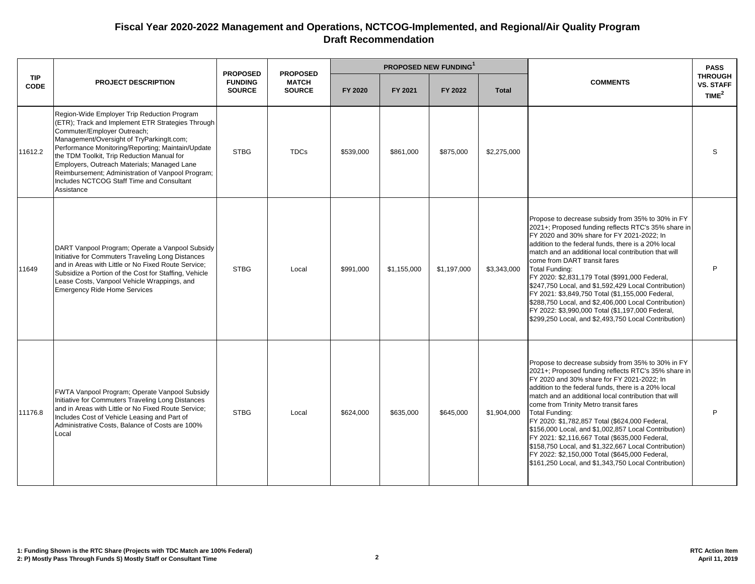# Fiscal Year 2020-2022 Management and Operations, NCTCOG-Implemented, and Regional/Air Quality Program
## Draft Recommendation

| TIP CODE | PROJECT DESCRIPTION | PROPOSED FUNDING SOURCE | PROPOSED MATCH SOURCE | PROPOSED NEW FUNDING[1] | | | | COMMENTS | PASS THROUGH VS. STAFF TIME[2] |
|---|---|---|---|---|---|---|---|---|---|
| | | | | FY 2020 | FY 2021 | FY 2022 | Total | | |
| 11612.2 | Region-Wide Employer Trip Reduction Program (ETR); Track and Implement ETR Strategies Through Commuter/Employer Outreach; Management/Oversight of TryParkingIt.com; Performance Monitoring/Reporting; Maintain/Update the TDM Toolkit, Trip Reduction Manual for Employers, Outreach Materials; Managed Lane Reimbursement; Administration of Vanpool Program; Includes NCTCOG Staff Time and Consultant Assistance | STBG | TDCs | $539,000 | $861,000 | $875,000 | $2,275,000 | | S |
| 11649 | DART Vanpool Program; Operate a Vanpool Subsidy Initiative for Commuters Traveling Long Distances and in Areas with Little or No Fixed Route Service; Subsidize a Portion of the Cost for Staffing, Vehicle Lease Costs, Vanpool Vehicle Wrappings, and Emergency Ride Home Services | STBG | Local | $991,000 | $1,155,000 | $1,197,000 | $3,343,000 | Propose to decrease subsidy from 35% to 30% in FY 2021+; Proposed funding reflects RTC's 35% share in FY 2020 and 30% share for FY 2021-2022; In addition to the federal funds, there is a 20% local match and an additional local contribution that will come from DART transit fares<br>Total Funding:<br>FY 2020: $2,831,179 Total ($991,000 Federal, $247,750 Local, and $1,592,429 Local Contribution)<br>FY 2021: $3,849,750 Total ($1,155,000 Federal, $288,750 Local, and $2,406,000 Local Contribution)<br>FY 2022: $3,990,000 Total ($1,197,000 Federal, $299,250 Local, and $2,493,750 Local Contribution) | P |
| 11176.8 | FWTA Vanpool Program; Operate Vanpool Subsidy Initiative for Commuters Traveling Long Distances and in Areas with Little or No Fixed Route Service; Includes Cost of Vehicle Leasing and Part of Administrative Costs, Balance of Costs are 100% Local | STBG | Local | $624,000 | $635,000 | $645,000 | $1,904,000 | Propose to decrease subsidy from 35% to 30% in FY 2021+; Proposed funding reflects RTC's 35% share in FY 2020 and 30% share for FY 2021-2022; In addition to the federal funds, there is a 20% local match and an additional local contribution that will come from Trinity Metro transit fares<br>Total Funding:<br>FY 2020: $1,782,857 Total ($624,000 Federal, $156,000 Local, and $1,002,857 Local Contribution)<br>FY 2021: $2,116,667 Total ($635,000 Federal, $158,750 Local, and $1,322,667 Local Contribution)<br>FY 2022: $2,150,000 Total ($645,000 Federal, $161,250 Local, and $1,343,750 Local Contribution) | P |

**1: Funding Shown is the RTC Share (Projects with TDC Match are 100% Federal)**
**2: P) Mostly Pass Through Funds S) Mostly Staff or Consultant Time**

**RTC Action Item**
**April 11, 2019**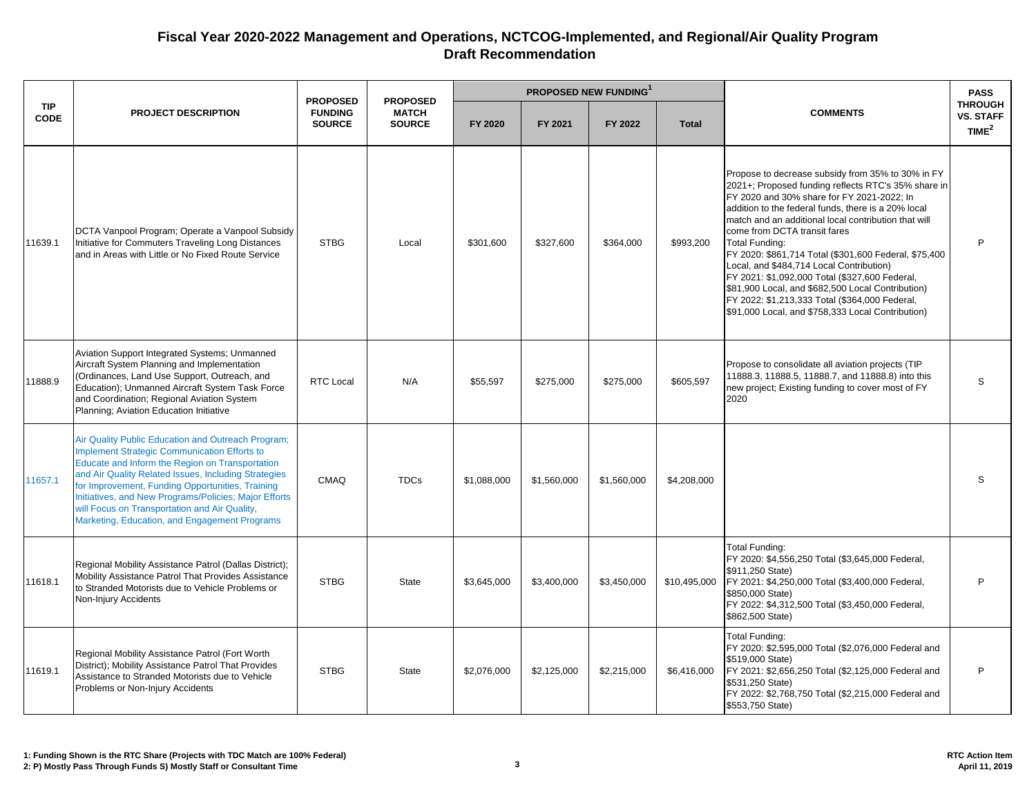# Fiscal Year 2020-2022 Management and Operations, NCTCOG-Implemented, and Regional/Air Quality Program Draft Recommendation

| TIP CODE | PROJECT DESCRIPTION | PROPOSED FUNDING SOURCE | PROPOSED MATCH SOURCE | PROPOSED NEW FUNDING[1] | | | | COMMENTS | PASS THROUGH VS. STAFF TIME[2] |
|---|---|---|---|---|---|---|---|---|---|
| | | | | FY 2020 | FY 2021 | FY 2022 | Total | | |
| 11639.1 | DCTA Vanpool Program; Operate a Vanpool Subsidy Initiative for Commuters Traveling Long Distances and in Areas with Little or No Fixed Route Service | STBG | Local | $301,600 | $327,600 | $364,000 | $993,200 | Propose to decrease subsidy from 35% to 30% in FY 2021+; Proposed funding reflects RTC's 35% share in FY 2020 and 30% share for FY 2021-2022; In addition to the federal funds, there is a 20% local match and an additional local contribution that will come from DCTA transit fares<br>Total Funding:<br>FY 2020: $861,714 Total ($301,600 Federal, $75,400 Local, and $484,714 Local Contribution)<br>FY 2021: $1,092,000 Total ($327,600 Federal, $81,900 Local, and $682,500 Local Contribution)<br>FY 2022: $1,213,333 Total ($364,000 Federal, $91,000 Local, and $758,333 Local Contribution) | P |
| 11888.9 | Aviation Support Integrated Systems; Unmanned Aircraft System Planning and Implementation (Ordinances, Land Use Support, Outreach, and Education); Unmanned Aircraft System Task Force and Coordination; Regional Aviation System Planning; Aviation Education Initiative | RTC Local | N/A | $55,597 | $275,000 | $275,000 | $605,597 | Propose to consolidate all aviation projects (TIP 11888.3, 11888.5, 11888.7, and 11888.8) into this new project; Existing funding to cover most of FY 2020 | S |
| 11657.1 | Air Quality Public Education and Outreach Program; Implement Strategic Communication Efforts to Educate and Inform the Region on Transportation and Air Quality Related Issues, Including Strategies for Improvement, Funding Opportunities, Training Initiatives, and New Programs/Policies; Major Efforts will Focus on Transportation and Air Quality, Marketing, Education, and Engagement Programs | CMAQ | TDCs | $1,088,000 | $1,560,000 | $1,560,000 | $4,208,000 | | S |
| 11618.1 | Regional Mobility Assistance Patrol (Dallas District); Mobility Assistance Patrol That Provides Assistance to Stranded Motorists due to Vehicle Problems or Non-Injury Accidents | STBG | State | $3,645,000 | $3,400,000 | $3,450,000 | $10,495,000 | Total Funding:<br>FY 2020: $4,556,250 Total ($3,645,000 Federal, $911,250 State)<br>FY 2021: $4,250,000 Total ($3,400,000 Federal, $850,000 State)<br>FY 2022: $4,312,500 Total ($3,450,000 Federal, $862,500 State) | P |
| 11619.1 | Regional Mobility Assistance Patrol (Fort Worth District); Mobility Assistance Patrol That Provides Assistance to Stranded Motorists due to Vehicle Problems or Non-Injury Accidents | STBG | State | $2,076,000 | $2,125,000 | $2,215,000 | $6,416,000 | Total Funding:<br>FY 2020: $2,595,000 Total ($2,076,000 Federal and $519,000 State)<br>FY 2021: $2,656,250 Total ($2,125,000 Federal and $531,250 State)<br>FY 2022: $2,768,750 Total ($2,215,000 Federal and $553,750 State) | P |

**1: Funding Shown is the RTC Share (Projects with TDC Match are 100% Federal)**
**2: P) Mostly Pass Through Funds S) Mostly Staff or Consultant Time**

**RTC Action Item**
**April 11, 2019**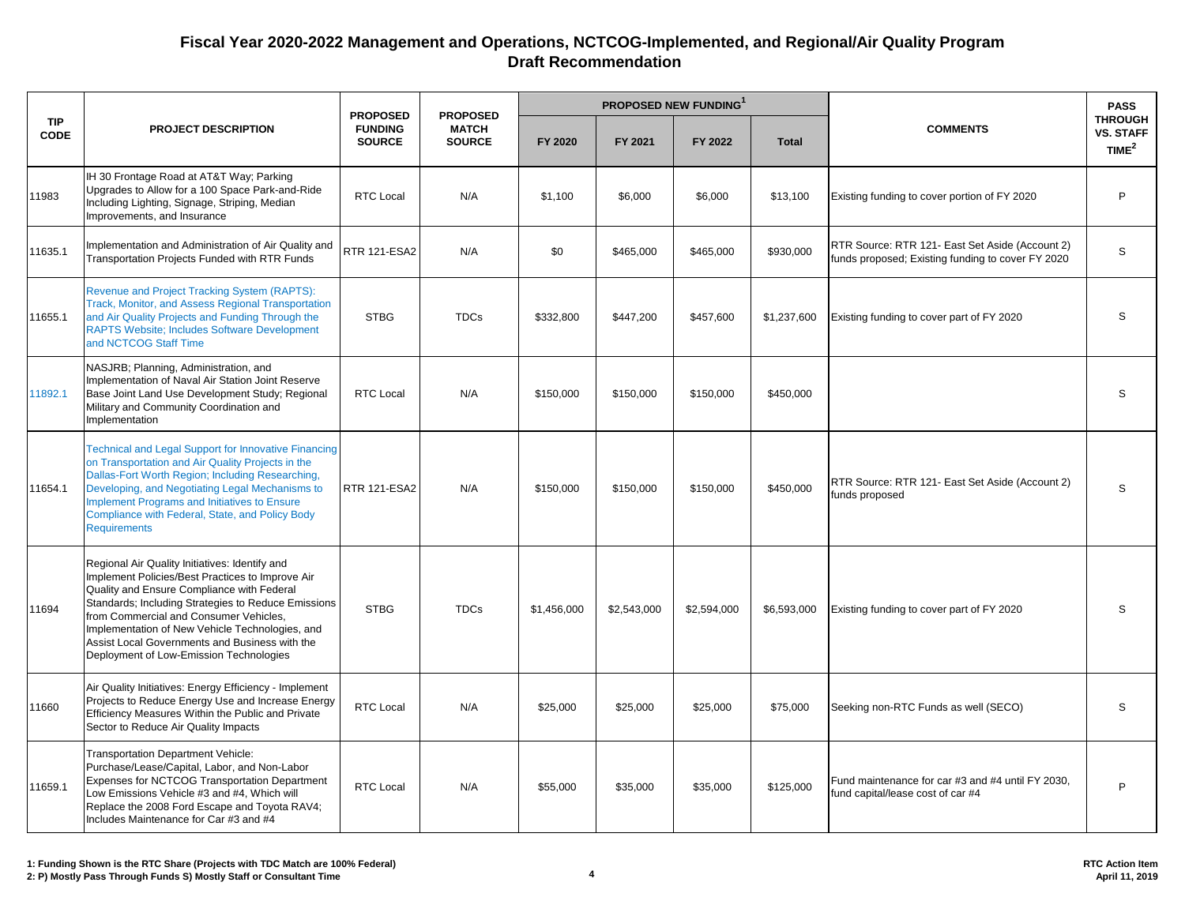# Fiscal Year 2020-2022 Management and Operations, NCTCOG-Implemented, and Regional/Air Quality Program
## Draft Recommendation

| TIP CODE | PROJECT DESCRIPTION | PROPOSED FUNDING SOURCE | PROPOSED MATCH SOURCE | PROPOSED NEW FUNDING[1] | | | | COMMENTS | PASS THROUGH VS. STAFF TIME[2] |
|---|---|---|---|---|---|---|---|---|---|
| | | | | FY 2020 | FY 2021 | FY 2022 | Total | | |
| 11983 | IH 30 Frontage Road at AT&T Way; Parking Upgrades to Allow for a 100 Space Park-and-Ride Including Lighting, Signage, Striping, Median Improvements, and Insurance | RTC Local | N/A | $1,100 | $6,000 | $6,000 | $13,100 | Existing funding to cover portion of FY 2020 | P |
| 11635.1 | Implementation and Administration of Air Quality and Transportation Projects Funded with RTR Funds | RTR 121-ESA2 | N/A | $0 | $465,000 | $465,000 | $930,000 | RTR Source: RTR 121- East Set Aside (Account 2) funds proposed; Existing funding to cover FY 2020 | S |
| 11655.1 | Revenue and Project Tracking System (RAPTS): Track, Monitor, and Assess Regional Transportation and Air Quality Projects and Funding Through the RAPTS Website; Includes Software Development and NCTCOG Staff Time | STBG | TDCs | $332,800 | $447,200 | $457,600 | $1,237,600 | Existing funding to cover part of FY 2020 | S |
| 11892.1 | NASJRB; Planning, Administration, and Implementation of Naval Air Station Joint Reserve Base Joint Land Use Development Study; Regional Military and Community Coordination and Implementation | RTC Local | N/A | $150,000 | $150,000 | $150,000 | $450,000 | | S |
| 11654.1 | Technical and Legal Support for Innovative Financing on Transportation and Air Quality Projects in the Dallas-Fort Worth Region; Including Researching, Developing, and Negotiating Legal Mechanisms to Implement Programs and Initiatives to Ensure Compliance with Federal, State, and Policy Body Requirements | RTR 121-ESA2 | N/A | $150,000 | $150,000 | $150,000 | $450,000 | RTR Source: RTR 121- East Set Aside (Account 2) funds proposed | S |
| 11694 | Regional Air Quality Initiatives: Identify and Implement Policies/Best Practices to Improve Air Quality and Ensure Compliance with Federal Standards; Including Strategies to Reduce Emissions from Commercial and Consumer Vehicles, Implementation of New Vehicle Technologies, and Assist Local Governments and Business with the Deployment of Low-Emission Technologies | STBG | TDCs | $1,456,000 | $2,543,000 | $2,594,000 | $6,593,000 | Existing funding to cover part of FY 2020 | S |
| 11660 | Air Quality Initiatives: Energy Efficiency - Implement Projects to Reduce Energy Use and Increase Energy Efficiency Measures Within the Public and Private Sector to Reduce Air Quality Impacts | RTC Local | N/A | $25,000 | $25,000 | $25,000 | $75,000 | Seeking non-RTC Funds as well (SECO) | S |
| 11659.1 | Transportation Department Vehicle: Purchase/Lease/Capital, Labor, and Non-Labor Expenses for NCTCOG Transportation Department Low Emissions Vehicle #3 and #4, Which will Replace the 2008 Ford Escape and Toyota RAV4; Includes Maintenance for Car #3 and #4 | RTC Local | N/A | $55,000 | $35,000 | $35,000 | $125,000 | Fund maintenance for car #3 and #4 until FY 2030, fund capital/lease cost of car #4 | P |

**1: Funding Shown is the RTC Share (Projects with TDC Match are 100% Federal)**
**2: P) Mostly Pass Through Funds S) Mostly Staff or Consultant Time**

**RTC Action Item**
**April 11, 2019**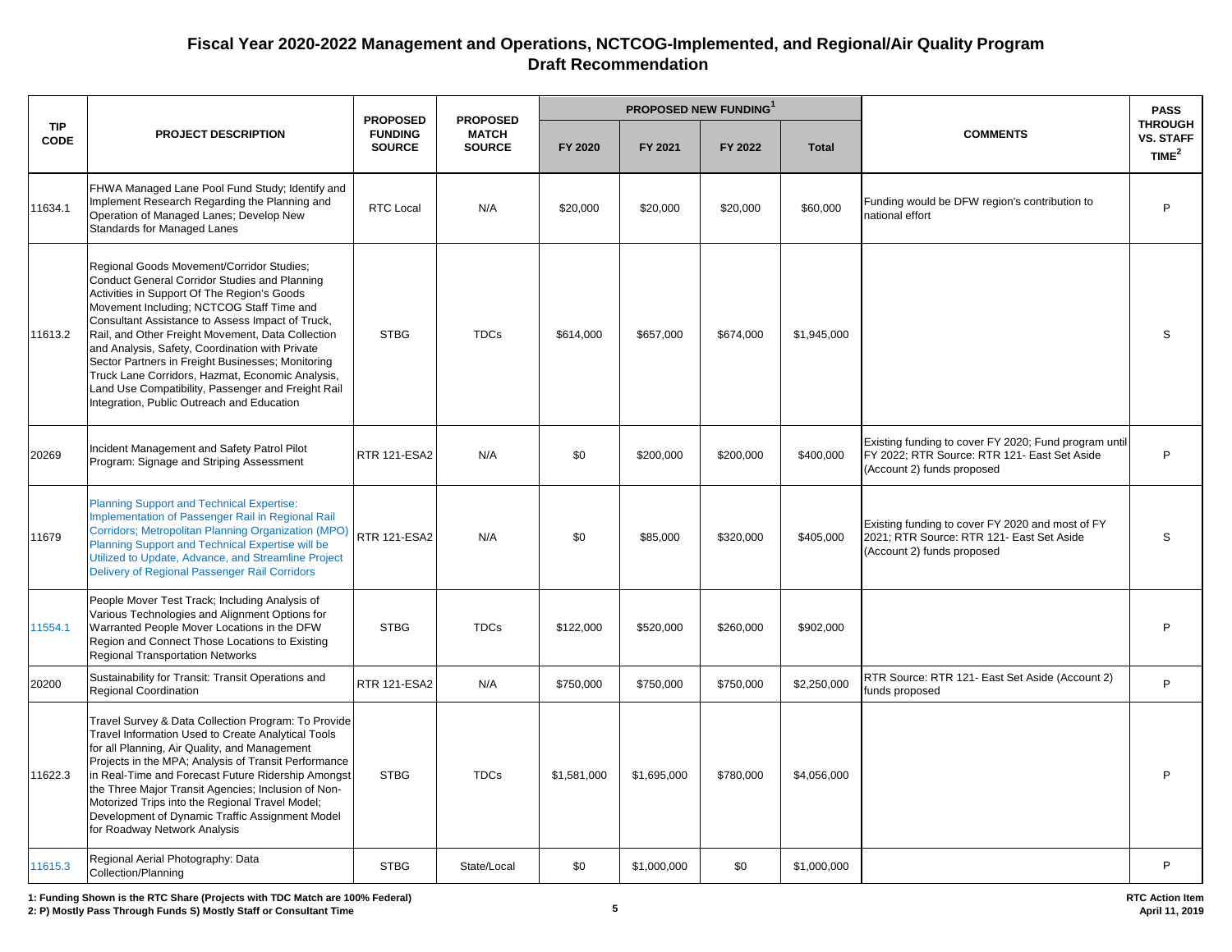## Fiscal Year 2020-2022 Management and Operations, NCTCOG-Implemented, and Regional/Air Quality Program
## Draft Recommendation

| TIP CODE | PROJECT DESCRIPTION | PROPOSED FUNDING SOURCE | PROPOSED MATCH SOURCE | PROPOSED NEW FUNDING[1] | | | | COMMENTS | PASS THROUGH VS. STAFF TIME[2] |
|---|---|---|---|---|---|---|---|---|---|
| | | | | FY 2020 | FY 2021 | FY 2022 | Total | | |
| 11634.1 | FHWA Managed Lane Pool Fund Study; Identify and Implement Research Regarding the Planning and Operation of Managed Lanes; Develop New Standards for Managed Lanes | RTC Local | N/A | $20,000 | $20,000 | $20,000 | $60,000 | Funding would be DFW region's contribution to national effort | P |
| 11613.2 | Regional Goods Movement/Corridor Studies; Conduct General Corridor Studies and Planning Activities in Support Of The Region's Goods Movement Including; NCTCOG Staff Time and Consultant Assistance to Assess Impact of Truck, Rail, and Other Freight Movement, Data Collection and Analysis, Safety, Coordination with Private Sector Partners in Freight Businesses; Monitoring Truck Lane Corridors, Hazmat, Economic Analysis, Land Use Compatibility, Passenger and Freight Rail Integration, Public Outreach and Education | STBG | TDCs | $614,000 | $657,000 | $674,000 | $1,945,000 | | S |
| 20269 | Incident Management and Safety Patrol Pilot Program: Signage and Striping Assessment | RTR 121-ESA2 | N/A | $0 | $200,000 | $200,000 | $400,000 | Existing funding to cover FY 2020; Fund program until FY 2022; RTR Source: RTR 121- East Set Aside (Account 2) funds proposed | P |
| 11679 | Planning Support and Technical Expertise: Implementation of Passenger Rail in Regional Rail Corridors; Metropolitan Planning Organization (MPO) Planning Support and Technical Expertise will be Utilized to Update, Advance, and Streamline Project Delivery of Regional Passenger Rail Corridors | RTR 121-ESA2 | N/A | $0 | $85,000 | $320,000 | $405,000 | Existing funding to cover FY 2020 and most of FY 2021; RTR Source: RTR 121- East Set Aside (Account 2) funds proposed | S |
| 11554.1 | People Mover Test Track; Including Analysis of Various Technologies and Alignment Options for Warranted People Mover Locations in the DFW Region and Connect Those Locations to Existing Regional Transportation Networks | STBG | TDCs | $122,000 | $520,000 | $260,000 | $902,000 | | P |
| 20200 | Sustainability for Transit: Transit Operations and Regional Coordination | RTR 121-ESA2 | N/A | $750,000 | $750,000 | $750,000 | $2,250,000 | RTR Source: RTR 121- East Set Aside (Account 2) funds proposed | P |
| 11622.3 | Travel Survey & Data Collection Program: To Provide Travel Information Used to Create Analytical Tools for all Planning, Air Quality, and Management Projects in the MPA; Analysis of Transit Performance in Real-Time and Forecast Future Ridership Amongst the Three Major Transit Agencies; Inclusion of Non-Motorized Trips into the Regional Travel Model; Development of Dynamic Traffic Assignment Model for Roadway Network Analysis | STBG | TDCs | $1,581,000 | $1,695,000 | $780,000 | $4,056,000 | | P |
| 11615.3 | Regional Aerial Photography: Data Collection/Planning | STBG | State/Local | $0 | $1,000,000 | $0 | $1,000,000 | | P |

**1: Funding Shown is the RTC Share (Projects with TDC Match are 100% Federal)**
**2: P) Mostly Pass Through Funds S) Mostly Staff or Consultant Time**

**RTC Action Item**
**April 11, 2019**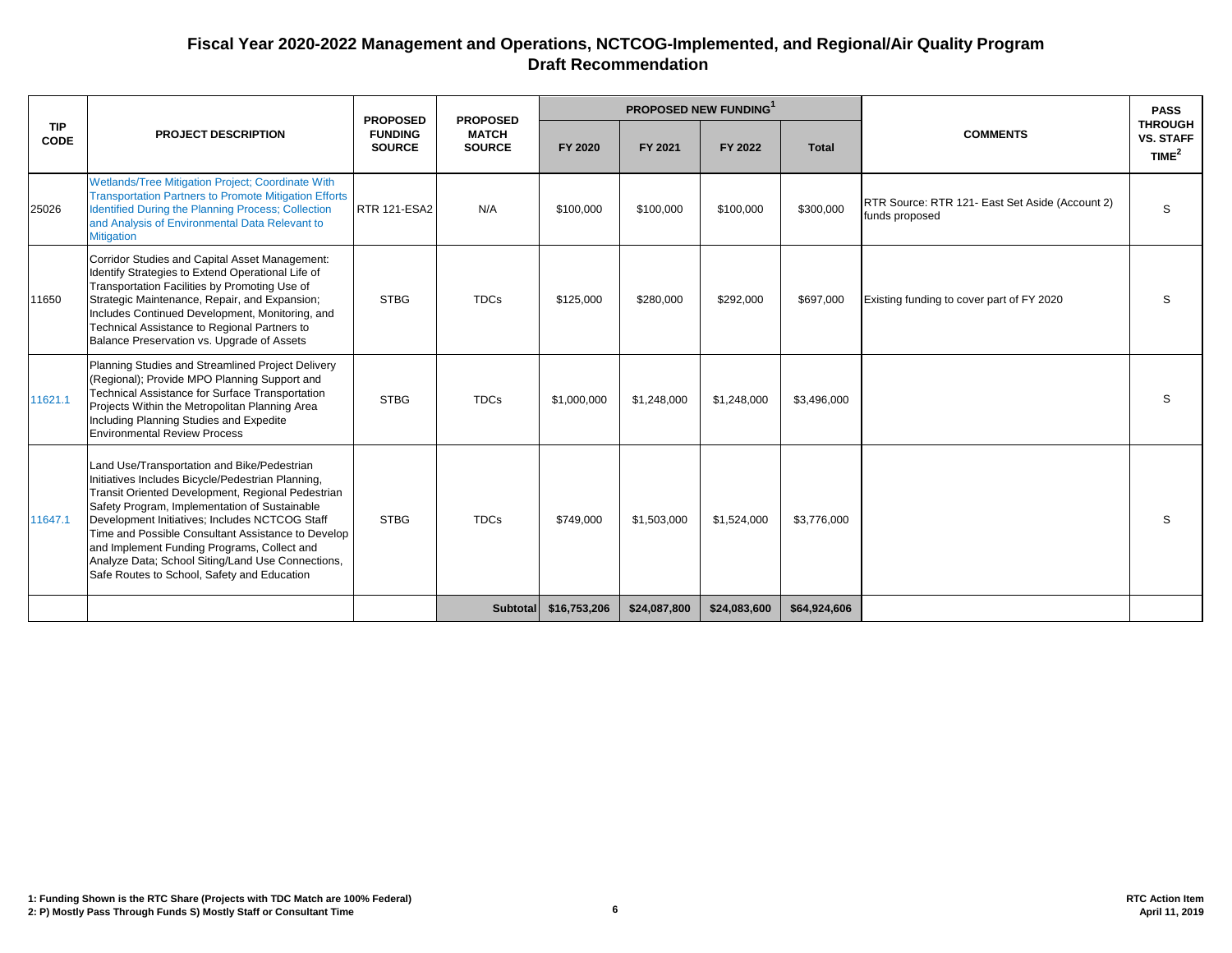# Fiscal Year 2020-2022 Management and Operations, NCTCOG-Implemented, and Regional/Air Quality Program
## Draft Recommendation

| TIP CODE | PROJECT DESCRIPTION | PROPOSED FUNDING SOURCE | PROPOSED MATCH SOURCE | PROPOSED NEW FUNDING[1] | | | | COMMENTS | PASS THROUGH VS. STAFF TIME[2] |
|---|---|---|---|---|---|---|---|---|---|
| | | | | FY 2020 | FY 2021 | FY 2022 | Total | | |
| 25026 | Wetlands/Tree Mitigation Project; Coordinate With Transportation Partners to Promote Mitigation Efforts Identified During the Planning Process; Collection and Analysis of Environmental Data Relevant to Mitigation | RTR 121-ESA2 | N/A | $100,000 | $100,000 | $100,000 | $300,000 | RTR Source: RTR 121- East Set Aside (Account 2) funds proposed | S |
| 11650 | Corridor Studies and Capital Asset Management: Identify Strategies to Extend Operational Life of Transportation Facilities by Promoting Use of Strategic Maintenance, Repair, and Expansion; Includes Continued Development, Monitoring, and Technical Assistance to Regional Partners to Balance Preservation vs. Upgrade of Assets | STBG | TDCs | $125,000 | $280,000 | $292,000 | $697,000 | Existing funding to cover part of FY 2020 | S |
| 11621.1 | Planning Studies and Streamlined Project Delivery (Regional); Provide MPO Planning Support and Technical Assistance for Surface Transportation Projects Within the Metropolitan Planning Area Including Planning Studies and Expedite Environmental Review Process | STBG | TDCs | $1,000,000 | $1,248,000 | $1,248,000 | $3,496,000 | | S |
| 11647.1 | Land Use/Transportation and Bike/Pedestrian Initiatives Includes Bicycle/Pedestrian Planning, Transit Oriented Development, Regional Pedestrian Safety Program, Implementation of Sustainable Development Initiatives; Includes NCTCOG Staff Time and Possible Consultant Assistance to Develop and Implement Funding Programs, Collect and Analyze Data; School Siting/Land Use Connections, Safe Routes to School, Safety and Education | STBG | TDCs | $749,000 | $1,503,000 | $1,524,000 | $3,776,000 | | S |
| | | | **Subtotal** | **$16,753,206** | **$24,087,800** | **$24,083,600** | **$64,924,606** | | |

**1: Funding Shown is the RTC Share (Projects with TDC Match are 100% Federal)**
**2: P) Mostly Pass Through Funds S) Mostly Staff or Consultant Time**

**RTC Action Item**
**April 11, 2019**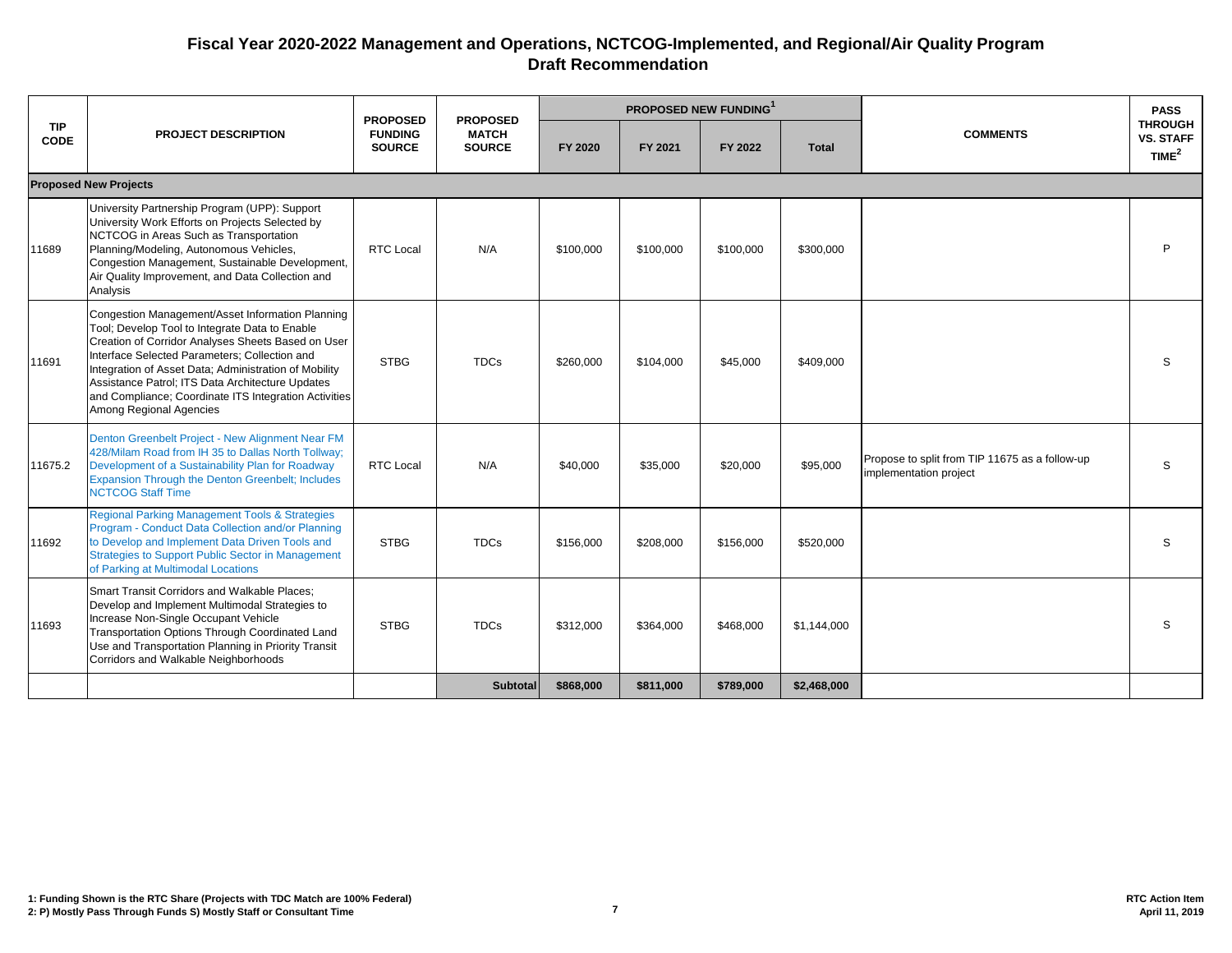# Fiscal Year 2020-2022 Management and Operations, NCTCOG-Implemented, and Regional/Air Quality Program

## Draft Recommendation

| TIP CODE | PROJECT DESCRIPTION | PROPOSED FUNDING SOURCE | PROPOSED MATCH SOURCE | PROPOSED NEW FUNDING[1] FY 2020 | FY 2021 | FY 2022 | Total | COMMENTS | PASS THROUGH VS. STAFF TIME[2] |
|---|---|---|---|---|---|---|---|---|---|
| **Proposed New Projects** | | | | | | | | | |
| 11689 | University Partnership Program (UPP): Support University Work Efforts on Projects Selected by NCTCOG in Areas Such as Transportation Planning/Modeling, Autonomous Vehicles, Congestion Management, Sustainable Development, Air Quality Improvement, and Data Collection and Analysis | RTC Local | N/A | $100,000 | $100,000 | $100,000 | $300,000 | | P |
| 11691 | Congestion Management/Asset Information Planning Tool; Develop Tool to Integrate Data to Enable Creation of Corridor Analyses Sheets Based on User Interface Selected Parameters; Collection and Integration of Asset Data; Administration of Mobility Assistance Patrol; ITS Data Architecture Updates and Compliance; Coordinate ITS Integration Activities Among Regional Agencies | STBG | TDCs | $260,000 | $104,000 | $45,000 | $409,000 | | S |
| 11675.2 | Denton Greenbelt Project - New Alignment Near FM 428/Milam Road from IH 35 to Dallas North Tollway; Development of a Sustainability Plan for Roadway Expansion Through the Denton Greenbelt; Includes NCTCOG Staff Time | RTC Local | N/A | $40,000 | $35,000 | $20,000 | $95,000 | Propose to split from TIP 11675 as a follow-up implementation project | S |
| 11692 | Regional Parking Management Tools & Strategies Program - Conduct Data Collection and/or Planning to Develop and Implement Data Driven Tools and Strategies to Support Public Sector in Management of Parking at Multimodal Locations | STBG | TDCs | $156,000 | $208,000 | $156,000 | $520,000 | | S |
| 11693 | Smart Transit Corridors and Walkable Places; Develop and Implement Multimodal Strategies to Increase Non-Single Occupant Vehicle Transportation Options Through Coordinated Land Use and Transportation Planning in Priority Transit Corridors and Walkable Neighborhoods | STBG | TDCs | $312,000 | $364,000 | $468,000 | $1,144,000 | | S |
| | | | **Subtotal** | **$868,000** | **$811,000** | **$789,000** | **$2,468,000** | | |

**1: Funding Shown is the RTC Share (Projects with TDC Match are 100% Federal)**
**2: P) Mostly Pass Through Funds S) Mostly Staff or Consultant Time**

**RTC Action Item**
**April 11, 2019**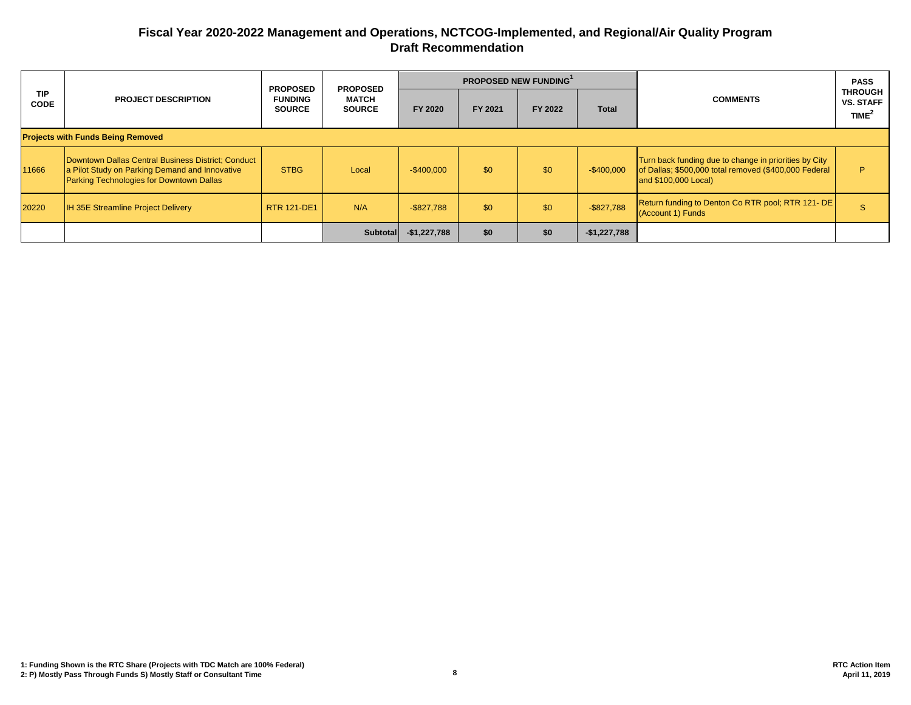# Fiscal Year 2020-2022 Management and Operations, NCTCOG-Implemented, and Regional/Air Quality Program
## Draft Recommendation

| TIP CODE | PROJECT DESCRIPTION | PROPOSED FUNDING SOURCE | PROPOSED MATCH SOURCE | PROPOSED NEW FUNDING[1] | | | | COMMENTS | PASS THROUGH VS. STAFF TIME[2] |
|---|---|---|---|---|---|---|---|---|---|
| | | | | FY 2020 | FY 2021 | FY 2022 | Total | | |
| **Projects with Funds Being Removed** | | | | | | | | | |
| 11666 | Downtown Dallas Central Business District; Conduct a Pilot Study on Parking Demand and Innovative Parking Technologies for Downtown Dallas | STBG | Local | -$400,000 | $0 | $0 | -$400,000 | Turn back funding due to change in priorities by City of Dallas; $500,000 total removed ($400,000 Federal and $100,000 Local) | P |
| 20220 | IH 35E Streamline Project Delivery | RTR 121-DE1 | N/A | -$827,788 | $0 | $0 | -$827,788 | Return funding to Denton Co RTR pool; RTR 121- DE (Account 1) Funds | S |
| | | | **Subtotal** | **-$1,227,788** | **$0** | **$0** | **-$1,227,788** | | |

**1: Funding Shown is the RTC Share (Projects with TDC Match are 100% Federal)**
**2: P) Mostly Pass Through Funds S) Mostly Staff or Consultant Time**

**RTC Action Item**
**April 11, 2019**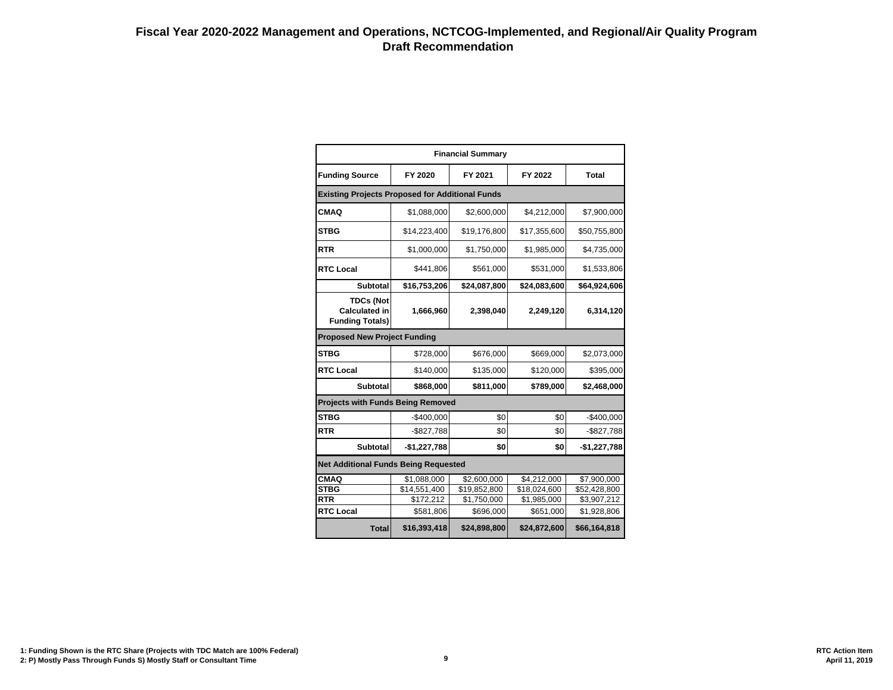# Fiscal Year 2020-2022 Management and Operations, NCTCOG-Implemented, and Regional/Air Quality Program Draft Recommendation

| Financial Summary | | | | |
|---|---|---|---|---|
| **Funding Source** | **FY 2020** | **FY 2021** | **FY 2022** | **Total** |
| **Existing Projects Proposed for Additional Funds** | | | | |
| **CMAQ** | $1,088,000 | $2,600,000 | $4,212,000 | $7,900,000 |
| **STBG** | $14,223,400 | $19,176,800 | $17,355,600 | $50,755,800 |
| **RTR** | $1,000,000 | $1,750,000 | $1,985,000 | $4,735,000 |
| **RTC Local** | $441,806 | $561,000 | $531,000 | $1,533,806 |
| **Subtotal** | **$16,753,206** | **$24,087,800** | **$24,083,600** | **$64,924,606** |
| **TDCs (Not Calculated in Funding Totals)** | **1,666,960** | **2,398,040** | **2,249,120** | **6,314,120** |
| **Proposed New Project Funding** | | | | |
| **STBG** | $728,000 | $676,000 | $669,000 | $2,073,000 |
| **RTC Local** | $140,000 | $135,000 | $120,000 | $395,000 |
| **Subtotal** | **$868,000** | **$811,000** | **$789,000** | **$2,468,000** |
| **Projects with Funds Being Removed** | | | | |
| **STBG** | -$400,000 | $0 | $0 | -$400,000 |
| **RTR** | -$827,788 | $0 | $0 | -$827,788 |
| **Subtotal** | **-$1,227,788** | **$0** | **$0** | **-$1,227,788** |
| **Net Additional Funds Being Requested** | | | | |
| **CMAQ** | $1,088,000 | $2,600,000 | $4,212,000 | $7,900,000 |
| **STBG** | $14,551,400 | $19,852,800 | $18,024,600 | $52,428,800 |
| **RTR** | $172,212 | $1,750,000 | $1,985,000 | $3,907,212 |
| **RTC Local** | $581,806 | $696,000 | $651,000 | $1,928,806 |
| **Total** | **$16,393,418** | **$24,898,800** | **$24,872,600** | **$66,164,818** |

**1: Funding Shown is the RTC Share (Projects with TDC Match are 100% Federal)**
**2: P) Mostly Pass Through Funds S) Mostly Staff or Consultant Time**

**RTC Action Item**
**April 11, 2019**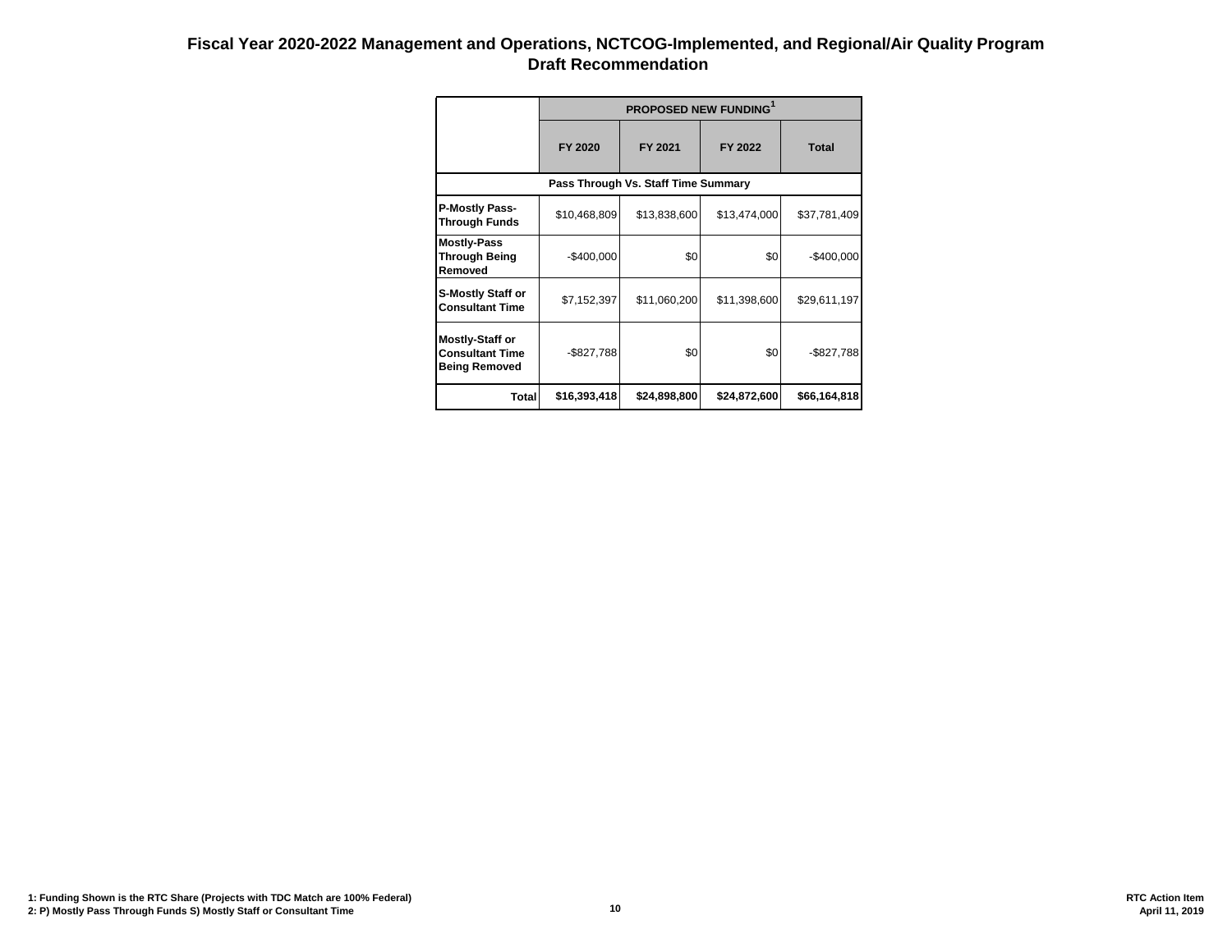# Fiscal Year 2020-2022 Management and Operations, NCTCOG-Implemented, and Regional/Air Quality Program Draft Recommendation

| | PROPOSED NEW FUNDING[1] | | | |
|---|---|---|---|---|
| | FY 2020 | FY 2021 | FY 2022 | Total |
| **Pass Through Vs. Staff Time Summary** | | | | |
| **P-Mostly Pass-Through Funds** | $10,468,809 | $13,838,600 | $13,474,000 | $37,781,409 |
| **Mostly-Pass Through Being Removed** | -$400,000 | $0 | $0 | -$400,000 |
| **S-Mostly Staff or Consultant Time** | $7,152,397 | $11,060,200 | $11,398,600 | $29,611,197 |
| **Mostly-Staff or Consultant Time Being Removed** | -$827,788 | $0 | $0 | -$827,788 |
| **Total** | **$16,393,418** | **$24,898,800** | **$24,872,600** | **$66,164,818** |

**1: Funding Shown is the RTC Share (Projects with TDC Match are 100% Federal)**
**2: P) Mostly Pass Through Funds S) Mostly Staff or Consultant Time**

**RTC Action Item**
**April 11, 2019**